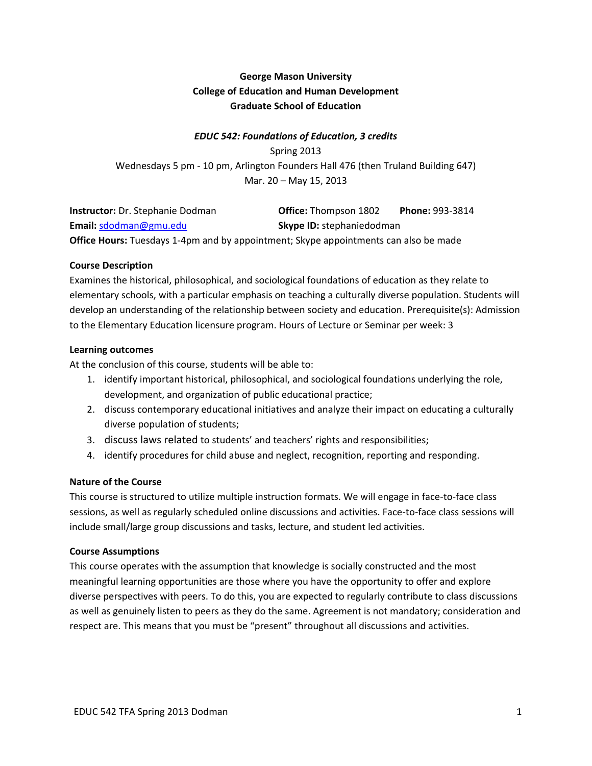**George Mason University**
**College of Education and Human Development**
**Graduate School of Education**

***EDUC 542: Foundations of Education, 3 credits***

Spring 2013

Wednesdays 5 pm - 10 pm, Arlington Founders Hall 476 (then Truland Building 647)

Mar. 20 – May 15, 2013

**Instructor:** Dr. Stephanie Dodman **Office:** Thompson 1802 **Phone:** 993-3814
**Email:** sdodman@gmu.edu **Skype ID:** stephaniedodman
**Office Hours:** Tuesdays 1-4pm and by appointment; Skype appointments can also be made

**Course Description**

Examines the historical, philosophical, and sociological foundations of education as they relate to elementary schools, with a particular emphasis on teaching a culturally diverse population. Students will develop an understanding of the relationship between society and education. Prerequisite(s): Admission to the Elementary Education licensure program. Hours of Lecture or Seminar per week: 3

**Learning outcomes**

At the conclusion of this course, students will be able to:

1. identify important historical, philosophical, and sociological foundations underlying the role, development, and organization of public educational practice;
2. discuss contemporary educational initiatives and analyze their impact on educating a culturally diverse population of students;
3. discuss laws related to students' and teachers' rights and responsibilities;
4. identify procedures for child abuse and neglect, recognition, reporting and responding.

**Nature of the Course**

This course is structured to utilize multiple instruction formats. We will engage in face-to-face class sessions, as well as regularly scheduled online discussions and activities. Face-to-face class sessions will include small/large group discussions and tasks, lecture, and student led activities.

**Course Assumptions**

This course operates with the assumption that knowledge is socially constructed and the most meaningful learning opportunities are those where you have the opportunity to offer and explore diverse perspectives with peers. To do this, you are expected to regularly contribute to class discussions as well as genuinely listen to peers as they do the same. Agreement is not mandatory; consideration and respect are. This means that you must be "present" throughout all discussions and activities.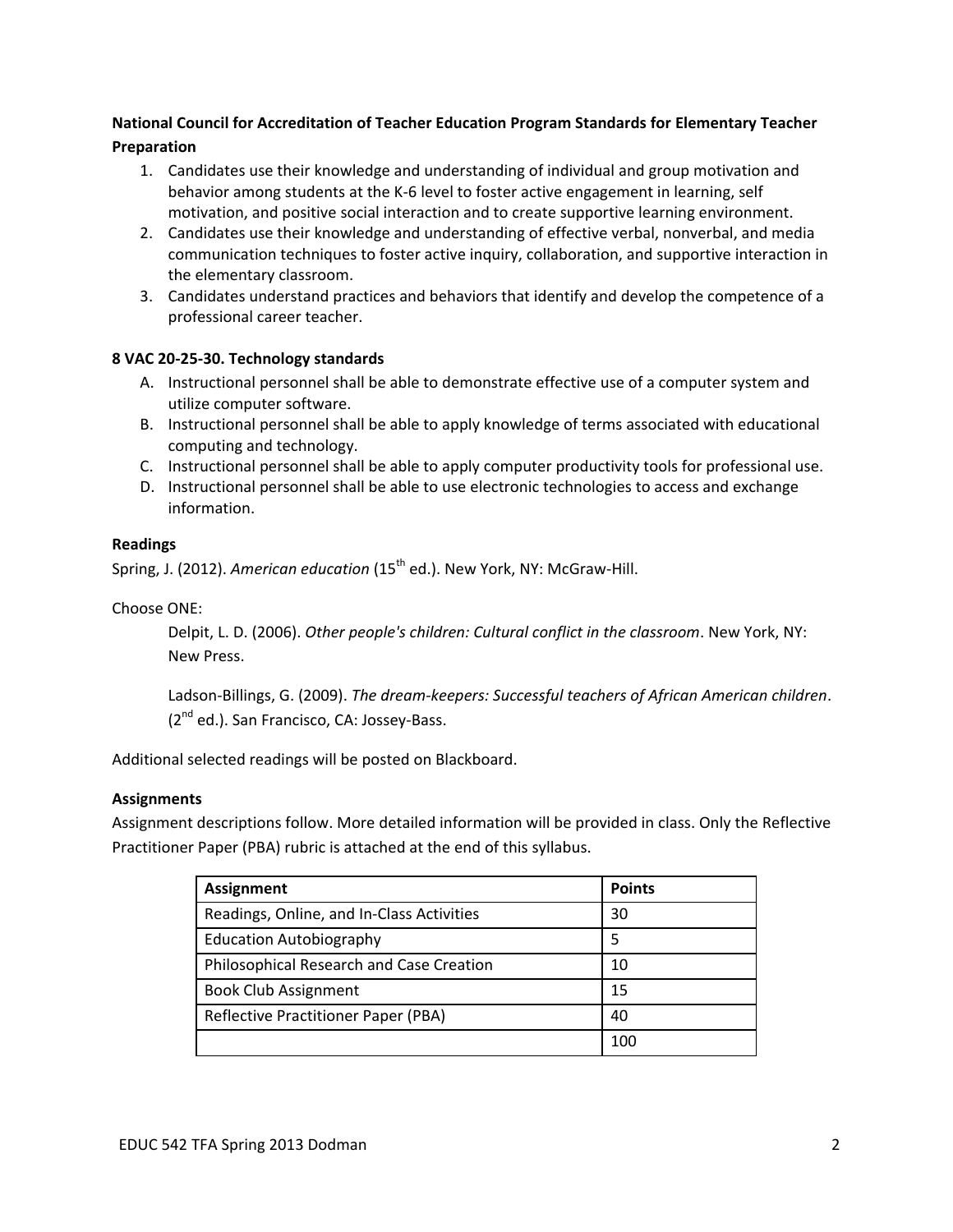**National Council for Accreditation of Teacher Education Program Standards for Elementary Teacher Preparation**

1. Candidates use their knowledge and understanding of individual and group motivation and behavior among students at the K-6 level to foster active engagement in learning, self motivation, and positive social interaction and to create supportive learning environment.
2. Candidates use their knowledge and understanding of effective verbal, nonverbal, and media communication techniques to foster active inquiry, collaboration, and supportive interaction in the elementary classroom.
3. Candidates understand practices and behaviors that identify and develop the competence of a professional career teacher.

**8 VAC 20-25-30. Technology standards**

A. Instructional personnel shall be able to demonstrate effective use of a computer system and utilize computer software.
B. Instructional personnel shall be able to apply knowledge of terms associated with educational computing and technology.
C. Instructional personnel shall be able to apply computer productivity tools for professional use.
D. Instructional personnel shall be able to use electronic technologies to access and exchange information.

**Readings**

Spring, J. (2012). *American education* (15th ed.). New York, NY: McGraw-Hill.

Choose ONE:

Delpit, L. D. (2006). *Other people's children: Cultural conflict in the classroom*. New York, NY: New Press.

Ladson-Billings, G. (2009). *The dream-keepers: Successful teachers of African American children*. (2nd ed.). San Francisco, CA: Jossey-Bass.

Additional selected readings will be posted on Blackboard.

**Assignments**

Assignment descriptions follow. More detailed information will be provided in class. Only the Reflective Practitioner Paper (PBA) rubric is attached at the end of this syllabus.

| Assignment | Points |
|---|---|
| Readings, Online, and In-Class Activities | 30 |
| Education Autobiography | 5 |
| Philosophical Research and Case Creation | 10 |
| Book Club Assignment | 15 |
| Reflective Practitioner Paper (PBA) | 40 |
| | 100 |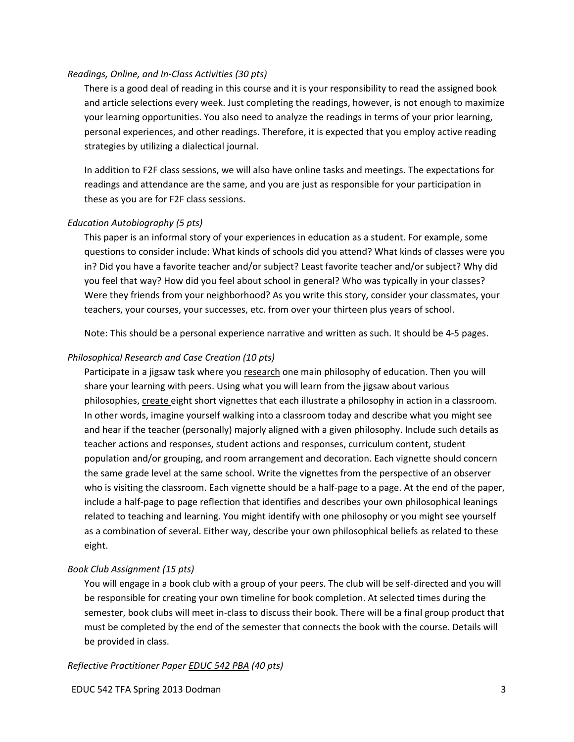*Readings, Online, and In-Class Activities (30 pts)*

There is a good deal of reading in this course and it is your responsibility to read the assigned book and article selections every week. Just completing the readings, however, is not enough to maximize your learning opportunities. You also need to analyze the readings in terms of your prior learning, personal experiences, and other readings. Therefore, it is expected that you employ active reading strategies by utilizing a dialectical journal.

In addition to F2F class sessions, we will also have online tasks and meetings. The expectations for readings and attendance are the same, and you are just as responsible for your participation in these as you are for F2F class sessions.

*Education Autobiography (5 pts)*

This paper is an informal story of your experiences in education as a student. For example, some questions to consider include: What kinds of schools did you attend? What kinds of classes were you in? Did you have a favorite teacher and/or subject? Least favorite teacher and/or subject? Why did you feel that way? How did you feel about school in general? Who was typically in your classes? Were they friends from your neighborhood? As you write this story, consider your classmates, your teachers, your courses, your successes, etc. from over your thirteen plus years of school.

Note: This should be a personal experience narrative and written as such. It should be 4-5 pages.

*Philosophical Research and Case Creation (10 pts)*

Participate in a jigsaw task where you <u>research</u> one main philosophy of education. Then you will share your learning with peers. Using what you will learn from the jigsaw about various philosophies, <u>create</u> eight short vignettes that each illustrate a philosophy in action in a classroom. In other words, imagine yourself walking into a classroom today and describe what you might see and hear if the teacher (personally) majorly aligned with a given philosophy. Include such details as teacher actions and responses, student actions and responses, curriculum content, student population and/or grouping, and room arrangement and decoration. Each vignette should concern the same grade level at the same school. Write the vignettes from the perspective of an observer who is visiting the classroom. Each vignette should be a half-page to a page. At the end of the paper, include a half-page to page reflection that identifies and describes your own philosophical leanings related to teaching and learning. You might identify with one philosophy or you might see yourself as a combination of several. Either way, describe your own philosophical beliefs as related to these eight.

*Book Club Assignment (15 pts)*

You will engage in a book club with a group of your peers. The club will be self-directed and you will be responsible for creating your own timeline for book completion. At selected times during the semester, book clubs will meet in-class to discuss their book. There will be a final group product that must be completed by the end of the semester that connects the book with the course. Details will be provided in class.

*Reflective Practitioner Paper <u>EDUC 542 PBA</u> (40 pts)*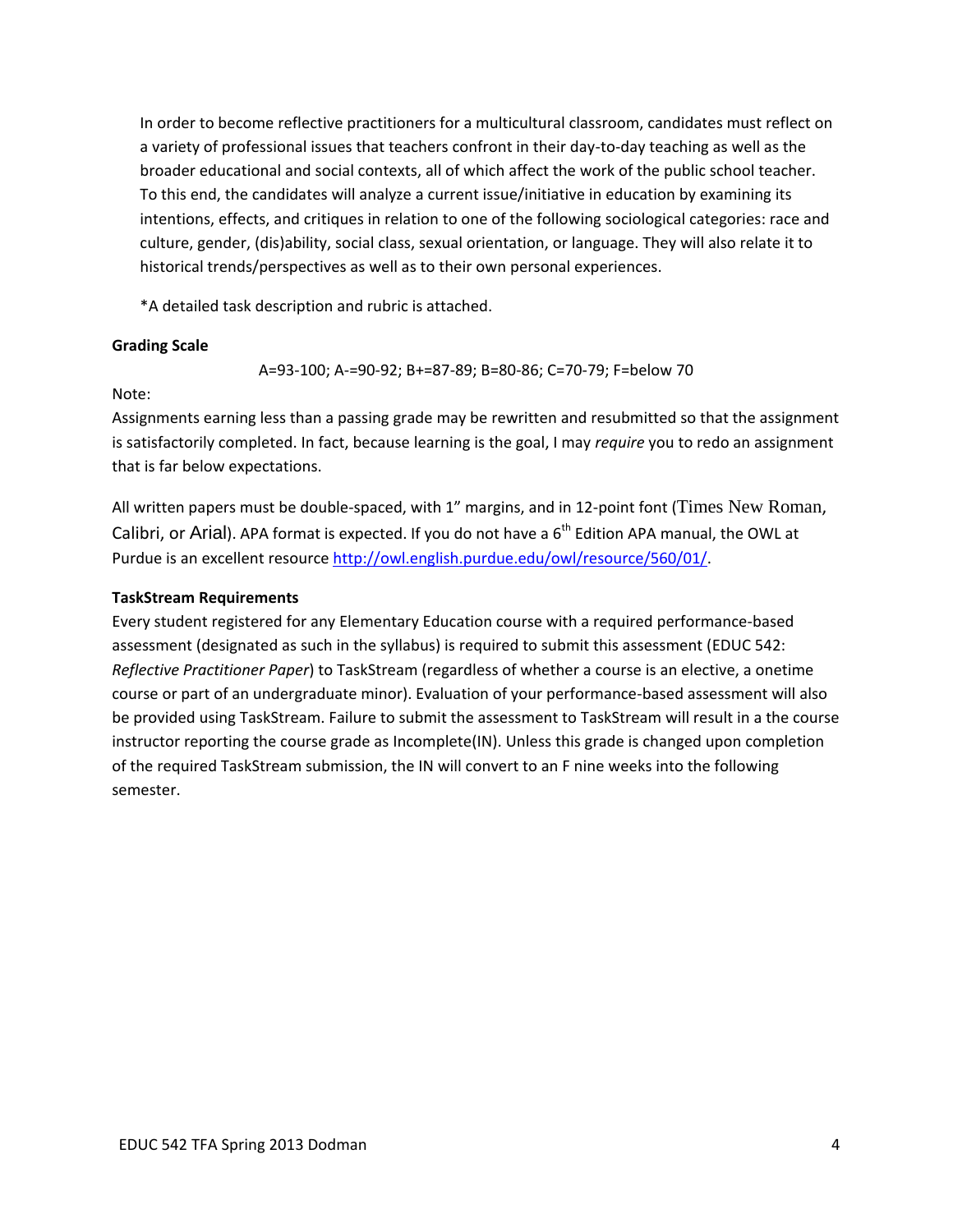In order to become reflective practitioners for a multicultural classroom, candidates must reflect on a variety of professional issues that teachers confront in their day-to-day teaching as well as the broader educational and social contexts, all of which affect the work of the public school teacher. To this end, the candidates will analyze a current issue/initiative in education by examining its intentions, effects, and critiques in relation to one of the following sociological categories: race and culture, gender, (dis)ability, social class, sexual orientation, or language. They will also relate it to historical trends/perspectives as well as to their own personal experiences.

*A detailed task description and rubric is attached.

**Grading Scale**

A=93-100; A-=90-92; B+=87-89; B=80-86; C=70-79; F=below 70

Note:
Assignments earning less than a passing grade may be rewritten and resubmitted so that the assignment is satisfactorily completed. In fact, because learning is the goal, I may *require* you to redo an assignment that is far below expectations.

All written papers must be double-spaced, with 1" margins, and in 12-point font (Times New Roman, Calibri, or Arial). APA format is expected. If you do not have a 6th Edition APA manual, the OWL at Purdue is an excellent resource http://owl.english.purdue.edu/owl/resource/560/01/.

**TaskStream Requirements**
Every student registered for any Elementary Education course with a required performance-based assessment (designated as such in the syllabus) is required to submit this assessment (EDUC 542: *Reflective Practitioner Paper*) to TaskStream (regardless of whether a course is an elective, a onetime course or part of an undergraduate minor). Evaluation of your performance-based assessment will also be provided using TaskStream. Failure to submit the assessment to TaskStream will result in a the course instructor reporting the course grade as Incomplete(IN). Unless this grade is changed upon completion of the required TaskStream submission, the IN will convert to an F nine weeks into the following semester.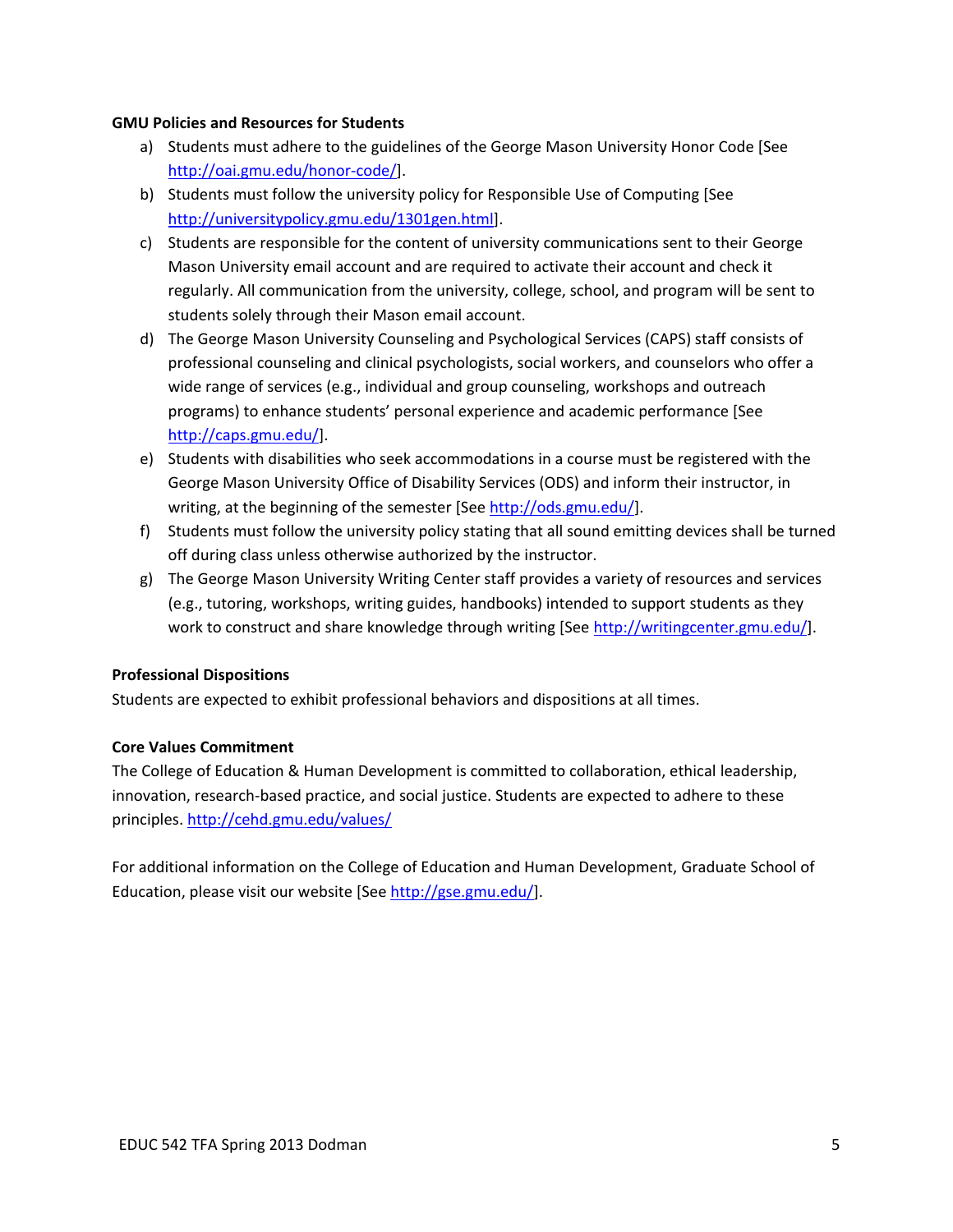**GMU Policies and Resources for Students**

a) Students must adhere to the guidelines of the George Mason University Honor Code [See http://oai.gmu.edu/honor-code/].
b) Students must follow the university policy for Responsible Use of Computing [See http://universitypolicy.gmu.edu/1301gen.html].
c) Students are responsible for the content of university communications sent to their George Mason University email account and are required to activate their account and check it regularly. All communication from the university, college, school, and program will be sent to students solely through their Mason email account.
d) The George Mason University Counseling and Psychological Services (CAPS) staff consists of professional counseling and clinical psychologists, social workers, and counselors who offer a wide range of services (e.g., individual and group counseling, workshops and outreach programs) to enhance students' personal experience and academic performance [See http://caps.gmu.edu/].
e) Students with disabilities who seek accommodations in a course must be registered with the George Mason University Office of Disability Services (ODS) and inform their instructor, in writing, at the beginning of the semester [See http://ods.gmu.edu/].
f) Students must follow the university policy stating that all sound emitting devices shall be turned off during class unless otherwise authorized by the instructor.
g) The George Mason University Writing Center staff provides a variety of resources and services (e.g., tutoring, workshops, writing guides, handbooks) intended to support students as they work to construct and share knowledge through writing [See http://writingcenter.gmu.edu/].

**Professional Dispositions**

Students are expected to exhibit professional behaviors and dispositions at all times.

**Core Values Commitment**

The College of Education & Human Development is committed to collaboration, ethical leadership, innovation, research-based practice, and social justice. Students are expected to adhere to these principles. http://cehd.gmu.edu/values/

For additional information on the College of Education and Human Development, Graduate School of Education, please visit our website [See http://gse.gmu.edu/].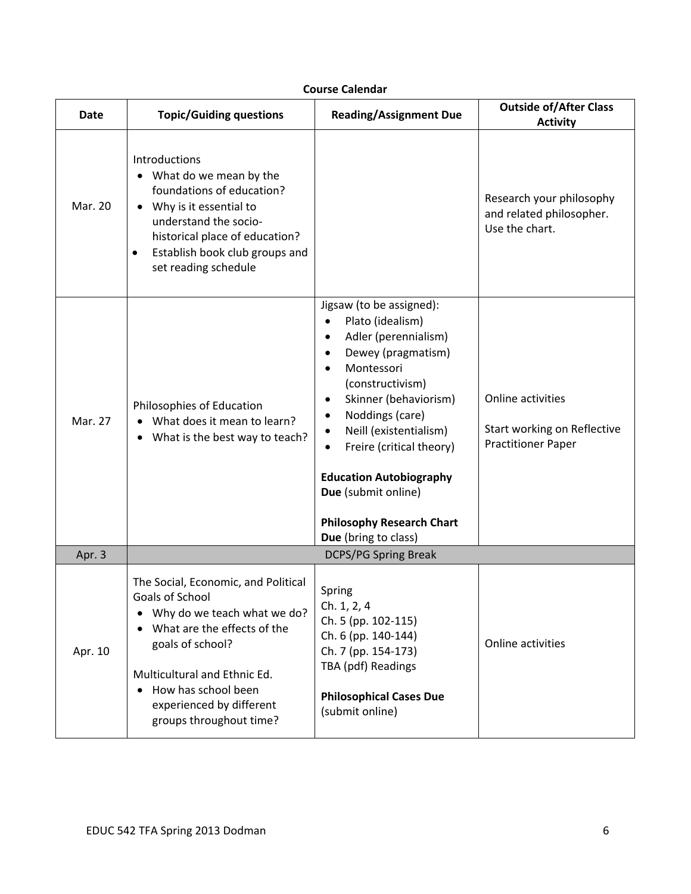**Course Calendar**

| Date | Topic/Guiding questions | Reading/Assignment Due | Outside of/After Class Activity |
|---|---|---|---|
| Mar. 20 | Introductions<br>• What do we mean by the foundations of education?<br>• Why is it essential to understand the socio-historical place of education?<br>• Establish book club groups and set reading schedule | | Research your philosophy and related philosopher. Use the chart. |
| Mar. 27 | Philosophies of Education<br>• What does it mean to learn?<br>• What is the best way to teach? | Jigsaw (to be assigned):<br>• Plato (idealism)<br>• Adler (perennialism)<br>• Dewey (pragmatism)<br>• Montessori (constructivism)<br>• Skinner (behaviorism)<br>• Noddings (care)<br>• Neill (existentialism)<br>• Freire (critical theory)<br><br>**Education Autobiography Due** (submit online)<br><br>**Philosophy Research Chart Due** (bring to class) | Online activities<br><br>Start working on Reflective Practitioner Paper |
| Apr. 3 | DCPS/PG Spring Break | | |
| Apr. 10 | The Social, Economic, and Political Goals of School<br>• Why do we teach what we do?<br>• What are the effects of the goals of school?<br><br>Multicultural and Ethnic Ed.<br>• How has school been experienced by different groups throughout time? | Spring<br>Ch. 1, 2, 4<br>Ch. 5 (pp. 102-115)<br>Ch. 6 (pp. 140-144)<br>Ch. 7 (pp. 154-173)<br>TBA (pdf) Readings<br><br>**Philosophical Cases Due** (submit online) | Online activities |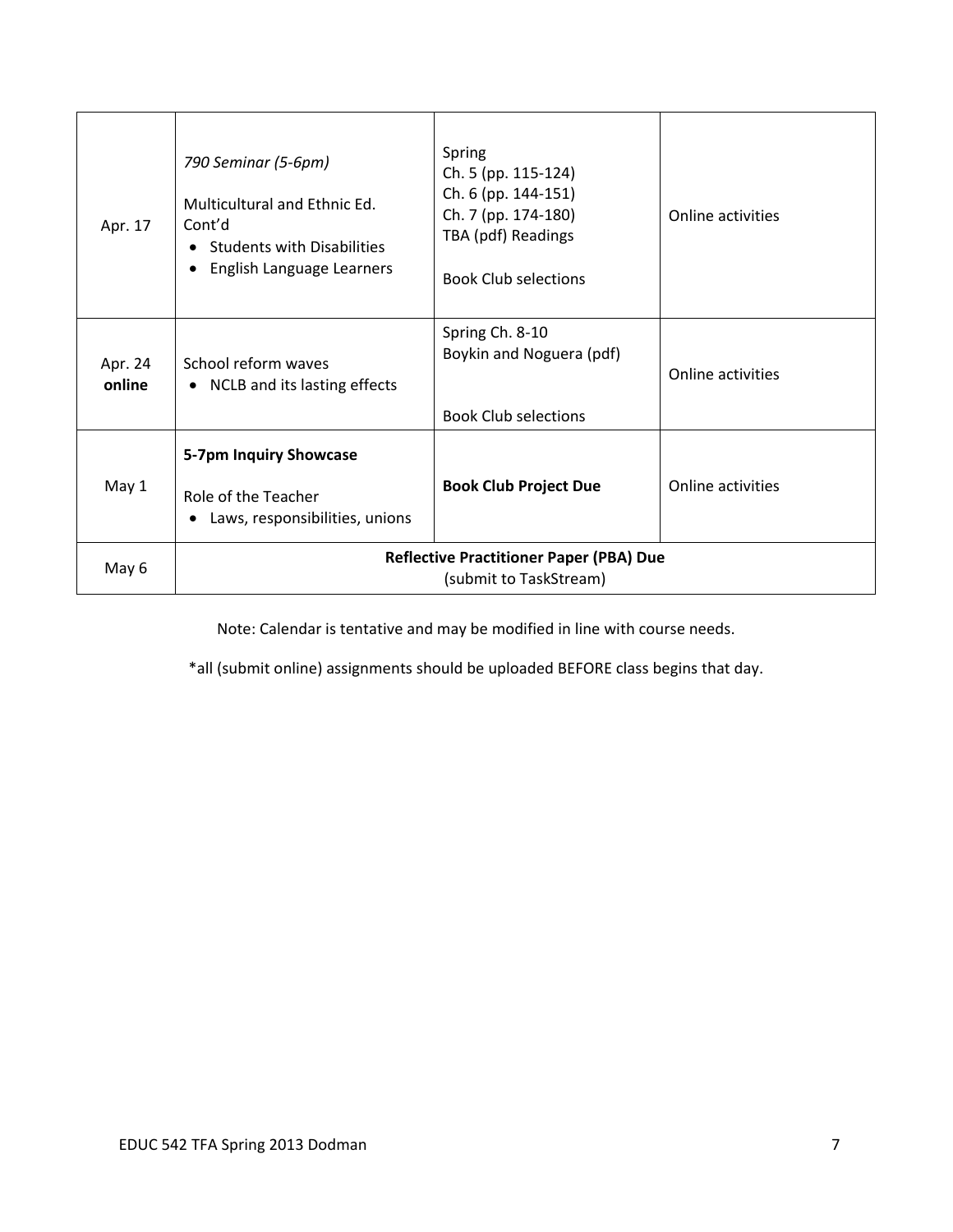| | | | |
|---|---|---|---|
| Apr. 17 | *790 Seminar (5-6pm)*<br><br>Multicultural and Ethnic Ed. Cont'd<br>• Students with Disabilities<br>• English Language Learners | Spring<br>Ch. 5 (pp. 115-124)<br>Ch. 6 (pp. 144-151)<br>Ch. 7 (pp. 174-180)<br>TBA (pdf) Readings<br><br>Book Club selections | Online activities |
| Apr. 24 **online** | School reform waves<br>• NCLB and its lasting effects | Spring Ch. 8-10<br>Boykin and Noguera (pdf)<br><br>Book Club selections | Online activities |
| May 1 | **5-7pm Inquiry Showcase**<br><br>Role of the Teacher<br>• Laws, responsibilities, unions | **Book Club Project Due** | Online activities |
| May 6 | **Reflective Practitioner Paper (PBA) Due**<br>(submit to TaskStream) | | |

Note: Calendar is tentative and may be modified in line with course needs.

*all (submit online) assignments should be uploaded BEFORE class begins that day.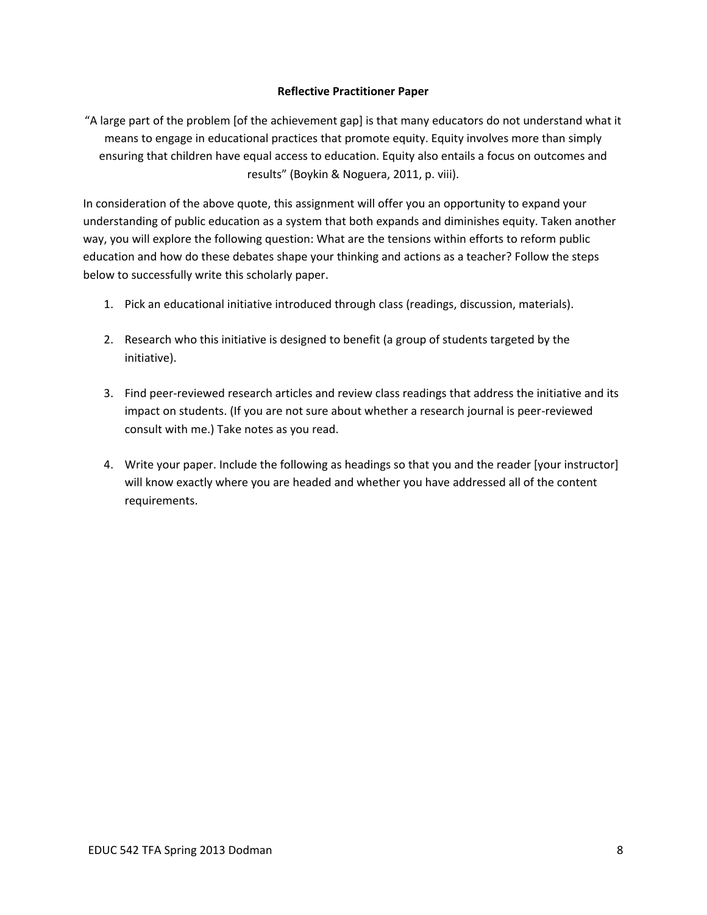**Reflective Practitioner Paper**

"A large part of the problem [of the achievement gap] is that many educators do not understand what it means to engage in educational practices that promote equity. Equity involves more than simply ensuring that children have equal access to education. Equity also entails a focus on outcomes and results" (Boykin & Noguera, 2011, p. viii).

In consideration of the above quote, this assignment will offer you an opportunity to expand your understanding of public education as a system that both expands and diminishes equity. Taken another way, you will explore the following question: What are the tensions within efforts to reform public education and how do these debates shape your thinking and actions as a teacher? Follow the steps below to successfully write this scholarly paper.

1. Pick an educational initiative introduced through class (readings, discussion, materials).
2. Research who this initiative is designed to benefit (a group of students targeted by the initiative).
3. Find peer-reviewed research articles and review class readings that address the initiative and its impact on students. (If you are not sure about whether a research journal is peer-reviewed consult with me.) Take notes as you read.
4. Write your paper. Include the following as headings so that you and the reader [your instructor] will know exactly where you are headed and whether you have addressed all of the content requirements.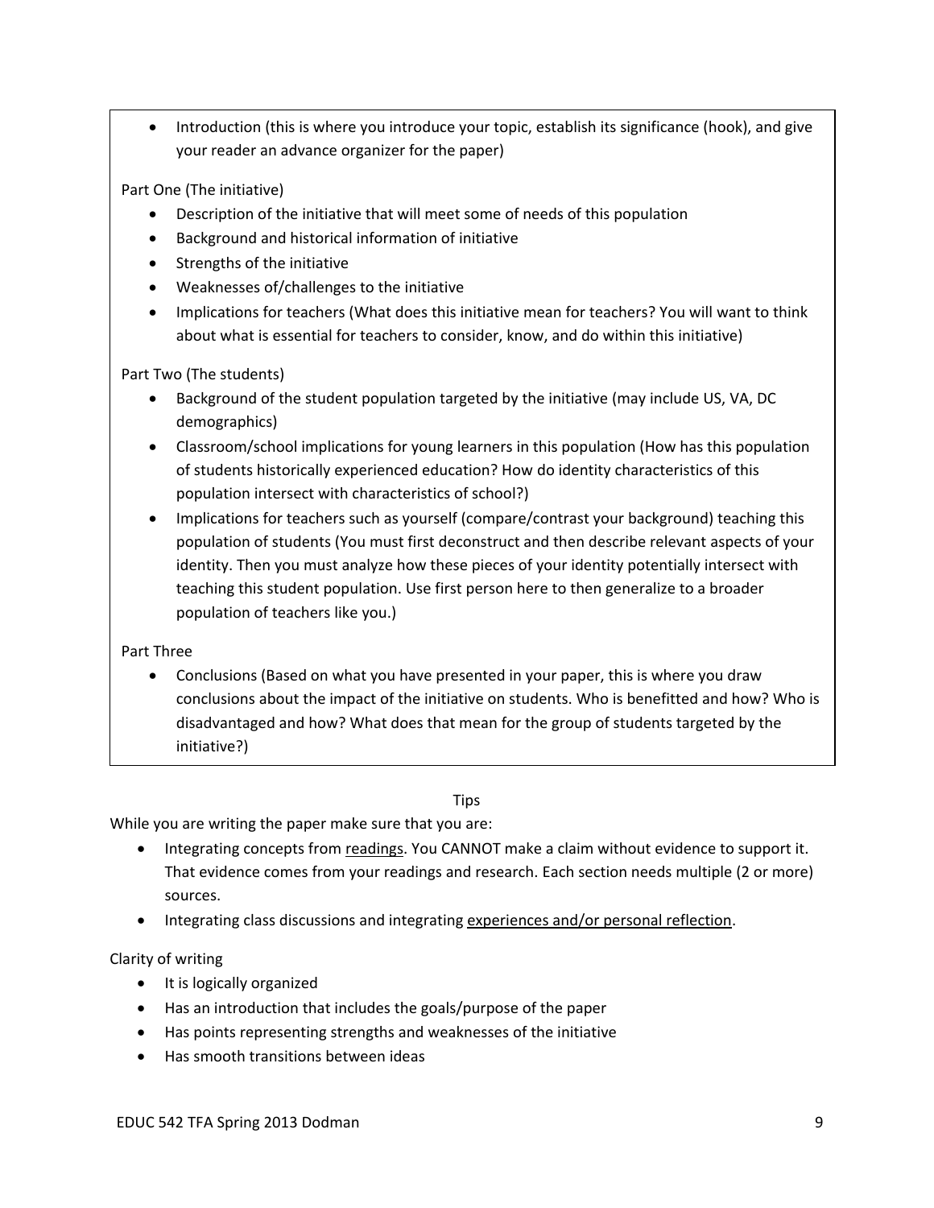- Introduction (this is where you introduce your topic, establish its significance (hook), and give your reader an advance organizer for the paper)

Part One (The initiative)

- Description of the initiative that will meet some of needs of this population
- Background and historical information of initiative
- Strengths of the initiative
- Weaknesses of/challenges to the initiative
- Implications for teachers (What does this initiative mean for teachers? You will want to think about what is essential for teachers to consider, know, and do within this initiative)

Part Two (The students)

- Background of the student population targeted by the initiative (may include US, VA, DC demographics)
- Classroom/school implications for young learners in this population (How has this population of students historically experienced education? How do identity characteristics of this population intersect with characteristics of school?)
- Implications for teachers such as yourself (compare/contrast your background) teaching this population of students (You must first deconstruct and then describe relevant aspects of your identity. Then you must analyze how these pieces of your identity potentially intersect with teaching this student population. Use first person here to then generalize to a broader population of teachers like you.)

Part Three

- Conclusions (Based on what you have presented in your paper, this is where you draw conclusions about the impact of the initiative on students. Who is benefitted and how? Who is disadvantaged and how? What does that mean for the group of students targeted by the initiative?)

Tips

While you are writing the paper make sure that you are:

- Integrating concepts from <u>readings</u>. You CANNOT make a claim without evidence to support it. That evidence comes from your readings and research. Each section needs multiple (2 or more) sources.
- Integrating class discussions and integrating <u>experiences and/or personal reflection</u>.

Clarity of writing

- It is logically organized
- Has an introduction that includes the goals/purpose of the paper
- Has points representing strengths and weaknesses of the initiative
- Has smooth transitions between ideas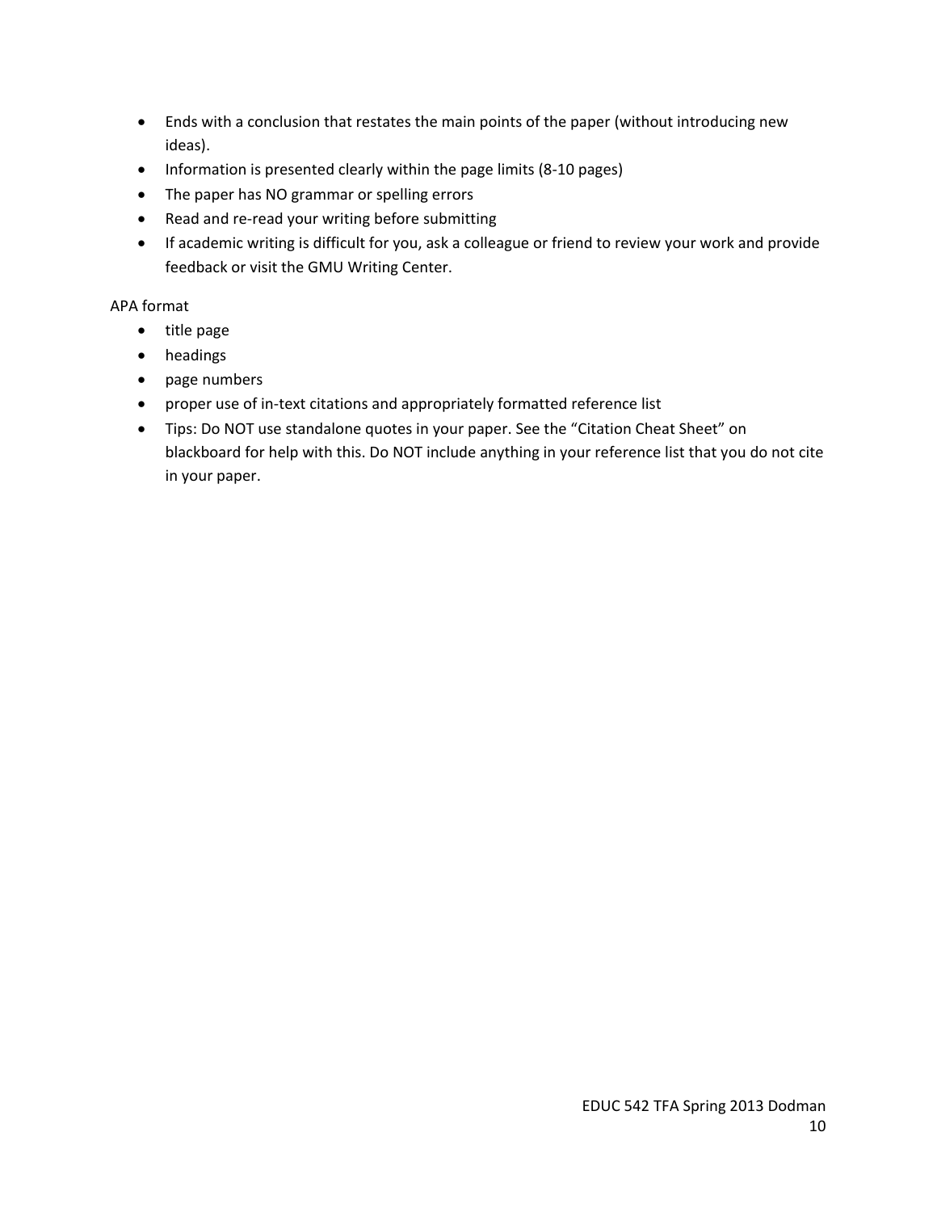- Ends with a conclusion that restates the main points of the paper (without introducing new ideas).
- Information is presented clearly within the page limits (8-10 pages)
- The paper has NO grammar or spelling errors
- Read and re-read your writing before submitting
- If academic writing is difficult for you, ask a colleague or friend to review your work and provide feedback or visit the GMU Writing Center.

APA format

- title page
- headings
- page numbers
- proper use of in-text citations and appropriately formatted reference list
- Tips: Do NOT use standalone quotes in your paper. See the "Citation Cheat Sheet" on blackboard for help with this. Do NOT include anything in your reference list that you do not cite in your paper.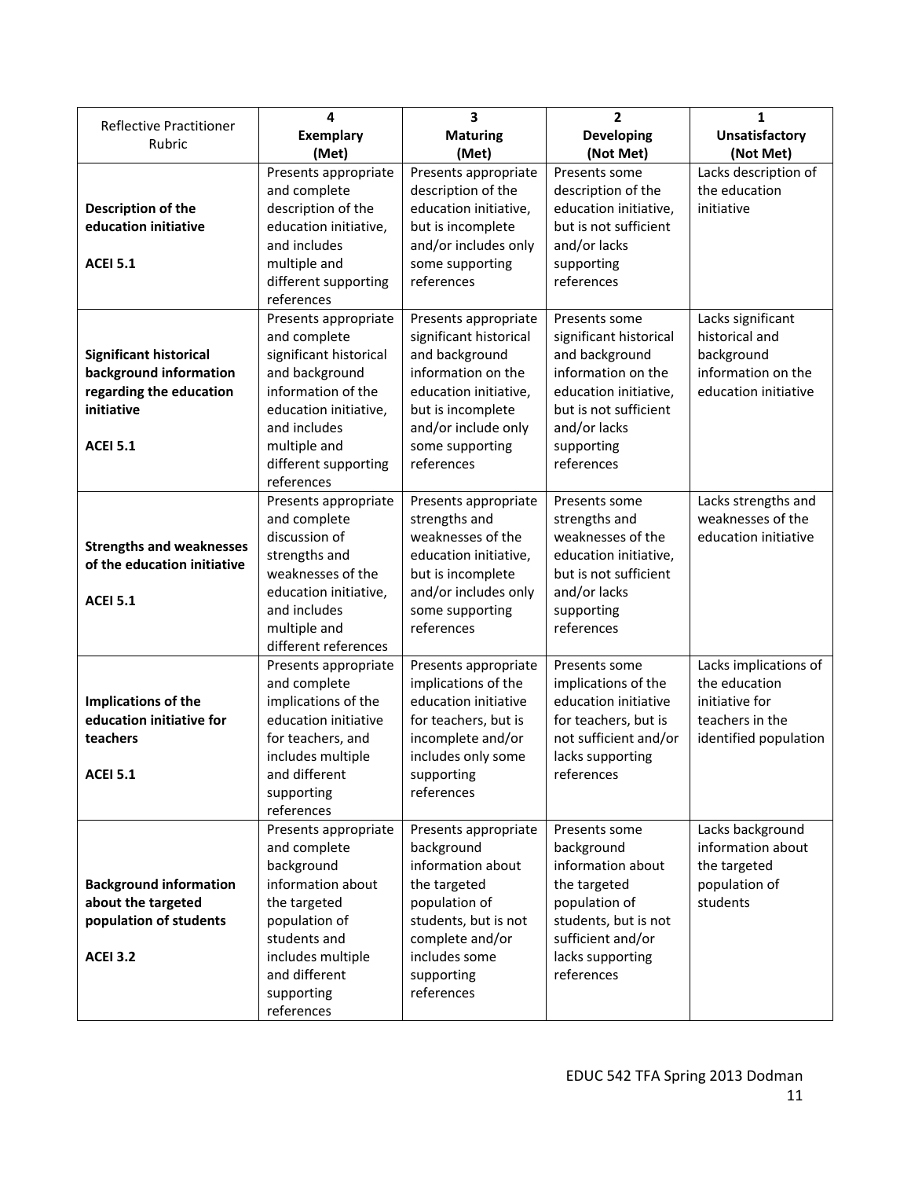| Reflective Practitioner Rubric | 4<br>**Exemplary**<br>**(Met)** | 3<br>**Maturing**<br>**(Met)** | 2<br>**Developing**<br>**(Not Met)** | 1<br>**Unsatisfactory**<br>**(Not Met)** |
|---|---|---|---|---|
| **Description of the education initiative**<br><br>**ACEI 5.1** | Presents appropriate and complete description of the education initiative, and includes multiple and different supporting references | Presents appropriate description of the education initiative, but is incomplete and/or includes only some supporting references | Presents some description of the education initiative, but is not sufficient and/or lacks supporting references | Lacks description of the education initiative |
| **Significant historical background information regarding the education initiative**<br><br>**ACEI 5.1** | Presents appropriate and complete significant historical and background information of the education initiative, and includes multiple and different supporting references | Presents appropriate significant historical and background information on the education initiative, but is incomplete and/or include only some supporting references | Presents some significant historical and background information on the education initiative, but is not sufficient and/or lacks supporting references | Lacks significant historical and background information on the education initiative |
| **Strengths and weaknesses of the education initiative**<br><br>**ACEI 5.1** | Presents appropriate and complete discussion of strengths and weaknesses of the education initiative, and includes multiple and different references | Presents appropriate strengths and weaknesses of the education initiative, but is incomplete and/or includes only some supporting references | Presents some strengths and weaknesses of the education initiative, but is not sufficient and/or lacks supporting references | Lacks strengths and weaknesses of the education initiative |
| **Implications of the education initiative for teachers**<br><br>**ACEI 5.1** | Presents appropriate and complete implications of the education initiative for teachers, and includes multiple and different supporting references | Presents appropriate implications of the education initiative for teachers, but is incomplete and/or includes only some supporting references | Presents some implications of the education initiative for teachers, but is not sufficient and/or lacks supporting references | Lacks implications of the education initiative for teachers in the identified population |
| **Background information about the targeted population of students**<br><br>**ACEI 3.2** | Presents appropriate and complete background information about the targeted population of students and includes multiple and different supporting references | Presents appropriate background information about the targeted population of students, but is not complete and/or includes some supporting references | Presents some background information about the targeted population of students, but is not sufficient and/or lacks supporting references | Lacks background information about the targeted population of students |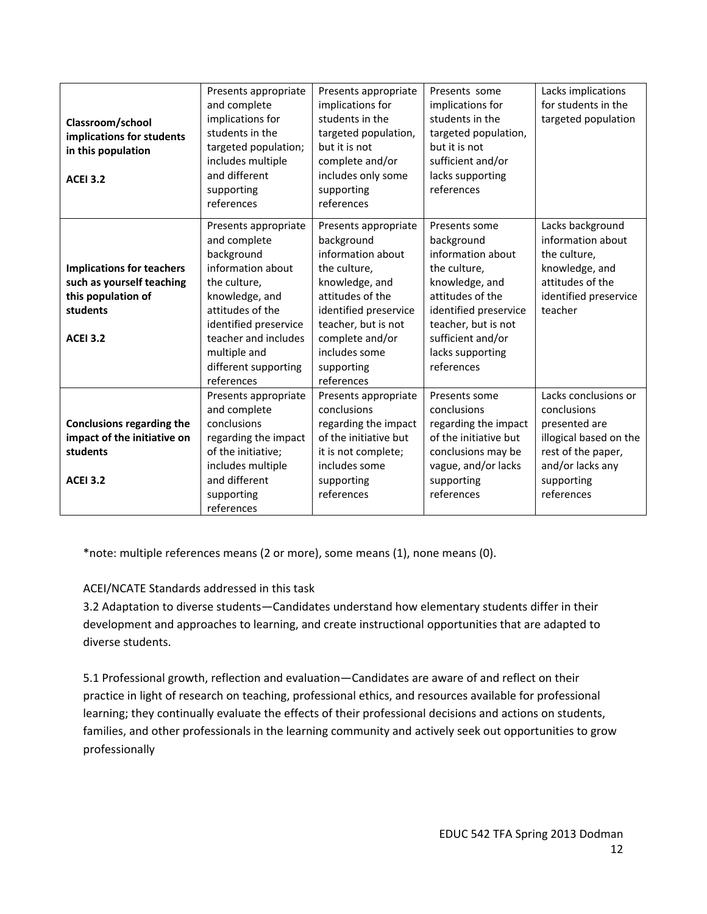| | | | | |
|---|---|---|---|---|
| **Classroom/school implications for students in this population**<br><br>**ACEI 3.2** | Presents appropriate and complete implications for students in the targeted population; includes multiple and different supporting references | Presents appropriate implications for students in the targeted population, but it is not complete and/or includes only some supporting references | Presents some implications for students in the targeted population, but it is not sufficient and/or lacks supporting references | Lacks implications for students in the targeted population |
| **Implications for teachers such as yourself teaching this population of students**<br><br>**ACEI 3.2** | Presents appropriate and complete background information about the culture, knowledge, and attitudes of the identified preservice teacher and includes multiple and different supporting references | Presents appropriate background information about the culture, knowledge, and attitudes of the identified preservice teacher, but is not complete and/or includes some supporting references | Presents some background information about the culture, knowledge, and attitudes of the identified preservice teacher, but is not sufficient and/or lacks supporting references | Lacks background information about the culture, knowledge, and attitudes of the identified preservice teacher |
| **Conclusions regarding the impact of the initiative on students**<br><br>**ACEI 3.2** | Presents appropriate and complete conclusions regarding the impact of the initiative; includes multiple and different supporting references | Presents appropriate conclusions regarding the impact of the initiative but it is not complete; includes some supporting references | Presents some conclusions regarding the impact of the initiative but conclusions may be vague, and/or lacks supporting references | Lacks conclusions or conclusions presented are illogical based on the rest of the paper, and/or lacks any supporting references |

*note: multiple references means (2 or more), some means (1), none means (0).

ACEI/NCATE Standards addressed in this task

3.2 Adaptation to diverse students—Candidates understand how elementary students differ in their development and approaches to learning, and create instructional opportunities that are adapted to diverse students.

5.1 Professional growth, reflection and evaluation—Candidates are aware of and reflect on their practice in light of research on teaching, professional ethics, and resources available for professional learning; they continually evaluate the effects of their professional decisions and actions on students, families, and other professionals in the learning community and actively seek out opportunities to grow professionally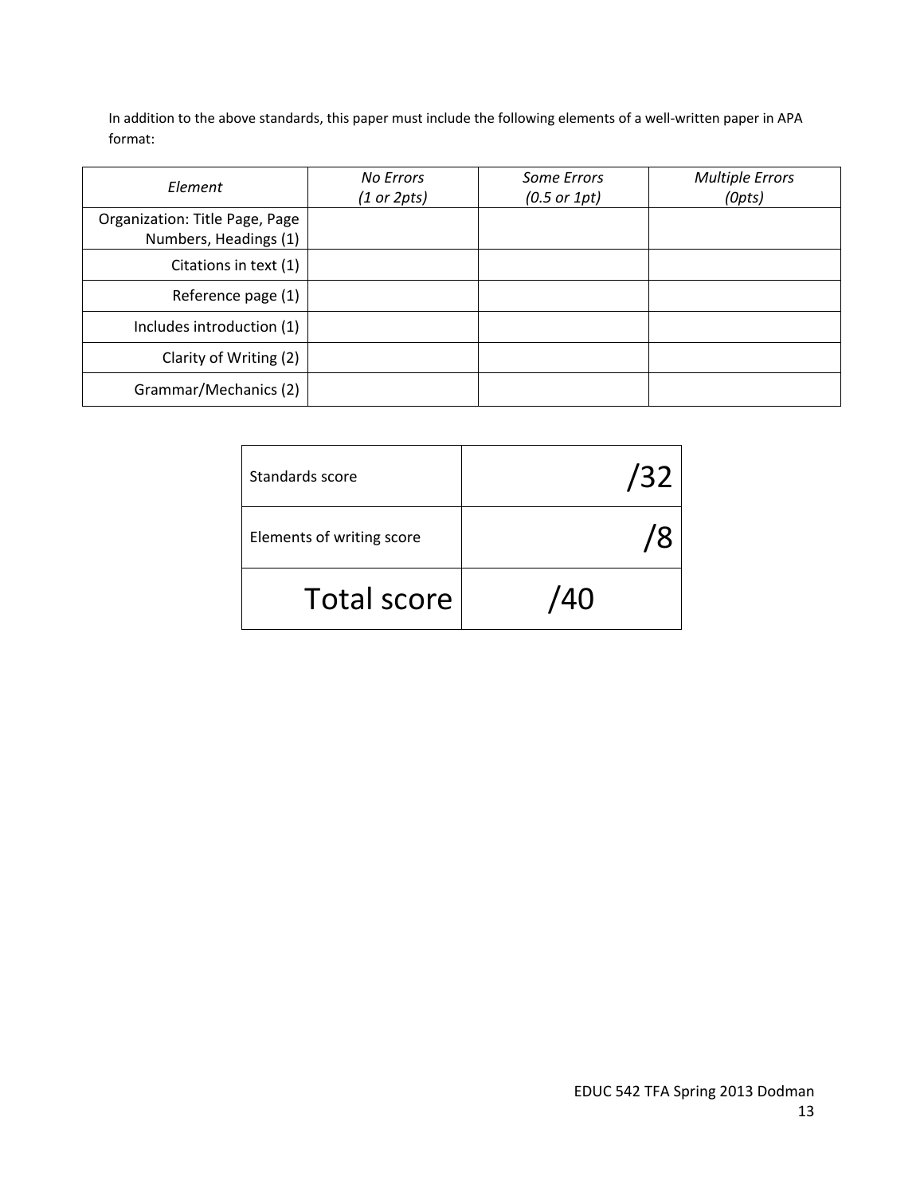In addition to the above standards, this paper must include the following elements of a well-written paper in APA format:

| *Element* | *No Errors (1 or 2pts)* | *Some Errors (0.5 or 1pt)* | *Multiple Errors (0pts)* |
|---|---|---|---|
| Organization: Title Page, Page Numbers, Headings (1) | | | |
| Citations in text (1) | | | |
| Reference page (1) | | | |
| Includes introduction (1) | | | |
| Clarity of Writing (2) | | | |
| Grammar/Mechanics (2) | | | |

| | |
|---|---|
| Standards score | /32 |
| Elements of writing score | /8 |
| Total score | /40 |